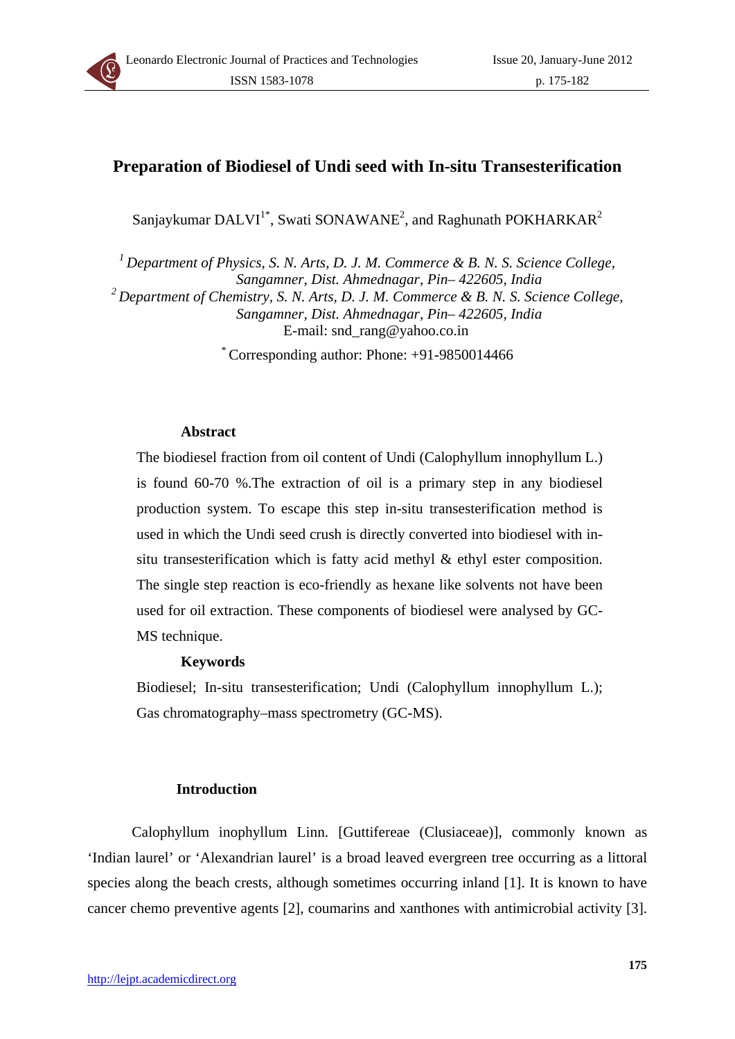# Preparation of Biodiesel of Undi seed with In-situ Transesterification

Sanjaykumar DALVI[1*], Swati SONAWANE[2], and Raghunath POKHARKAR[2]

*[1] Department of Physics, S. N. Arts, D. J. M. Commerce & B. N. S. Science College, Sangamner, Dist. Ahmednagar, Pin– 422605, India*
*[2] Department of Chemistry, S. N. Arts, D. J. M. Commerce & B. N. S. Science College, Sangamner, Dist. Ahmednagar, Pin– 422605, India*
E-mail: snd_rang@yahoo.co.in

[*] Corresponding author: Phone: +91-9850014466

## Abstract

The biodiesel fraction from oil content of Undi (Calophyllum innophyllum L.) is found 60-70 %.The extraction of oil is a primary step in any biodiesel production system. To escape this step in-situ transesterification method is used in which the Undi seed crush is directly converted into biodiesel with in-situ transesterification which is fatty acid methyl & ethyl ester composition. The single step reaction is eco-friendly as hexane like solvents not have been used for oil extraction. These components of biodiesel were analysed by GC-MS technique.

## Keywords

Biodiesel; In-situ transesterification; Undi (Calophyllum innophyllum L.); Gas chromatography–mass spectrometry (GC-MS).

## Introduction

Calophyllum inophyllum Linn. [Guttifereae (Clusiaceae)], commonly known as 'Indian laurel' or 'Alexandrian laurel' is a broad leaved evergreen tree occurring as a littoral species along the beach crests, although sometimes occurring inland [1]. It is known to have cancer chemo preventive agents [2], coumarins and xanthones with antimicrobial activity [3].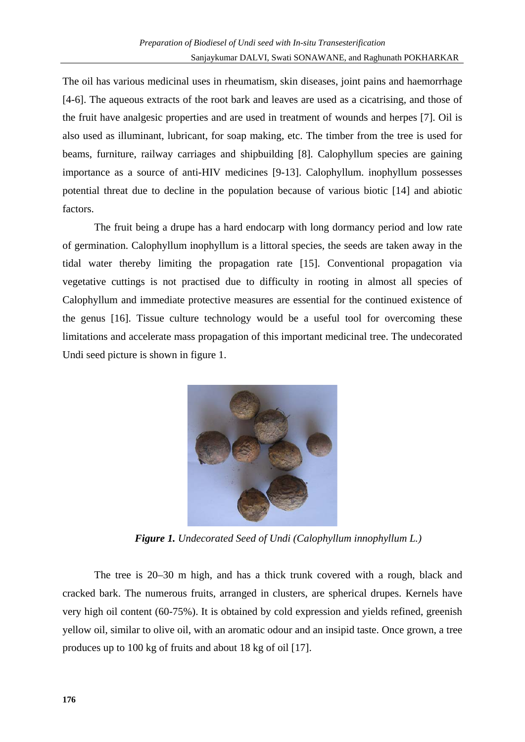The oil has various medicinal uses in rheumatism, skin diseases, joint pains and haemorrhage [4-6]. The aqueous extracts of the root bark and leaves are used as a cicatrising, and those of the fruit have analgesic properties and are used in treatment of wounds and herpes [7]. Oil is also used as illuminant, lubricant, for soap making, etc. The timber from the tree is used for beams, furniture, railway carriages and shipbuilding [8]. Calophyllum species are gaining importance as a source of anti-HIV medicines [9-13]. Calophyllum. inophyllum possesses potential threat due to decline in the population because of various biotic [14] and abiotic factors.

The fruit being a drupe has a hard endocarp with long dormancy period and low rate of germination. Calophyllum inophyllum is a littoral species, the seeds are taken away in the tidal water thereby limiting the propagation rate [15]. Conventional propagation via vegetative cuttings is not practised due to difficulty in rooting in almost all species of Calophyllum and immediate protective measures are essential for the continued existence of the genus [16]. Tissue culture technology would be a useful tool for overcoming these limitations and accelerate mass propagation of this important medicinal tree. The undecorated Undi seed picture is shown in figure 1.

***Figure 1.*** *Undecorated Seed of Undi (Calophyllum innophyllum L.)*

The tree is 20–30 m high, and has a thick trunk covered with a rough, black and cracked bark. The numerous fruits, arranged in clusters, are spherical drupes. Kernels have very high oil content (60-75%). It is obtained by cold expression and yields refined, greenish yellow oil, similar to olive oil, with an aromatic odour and an insipid taste. Once grown, a tree produces up to 100 kg of fruits and about 18 kg of oil [17].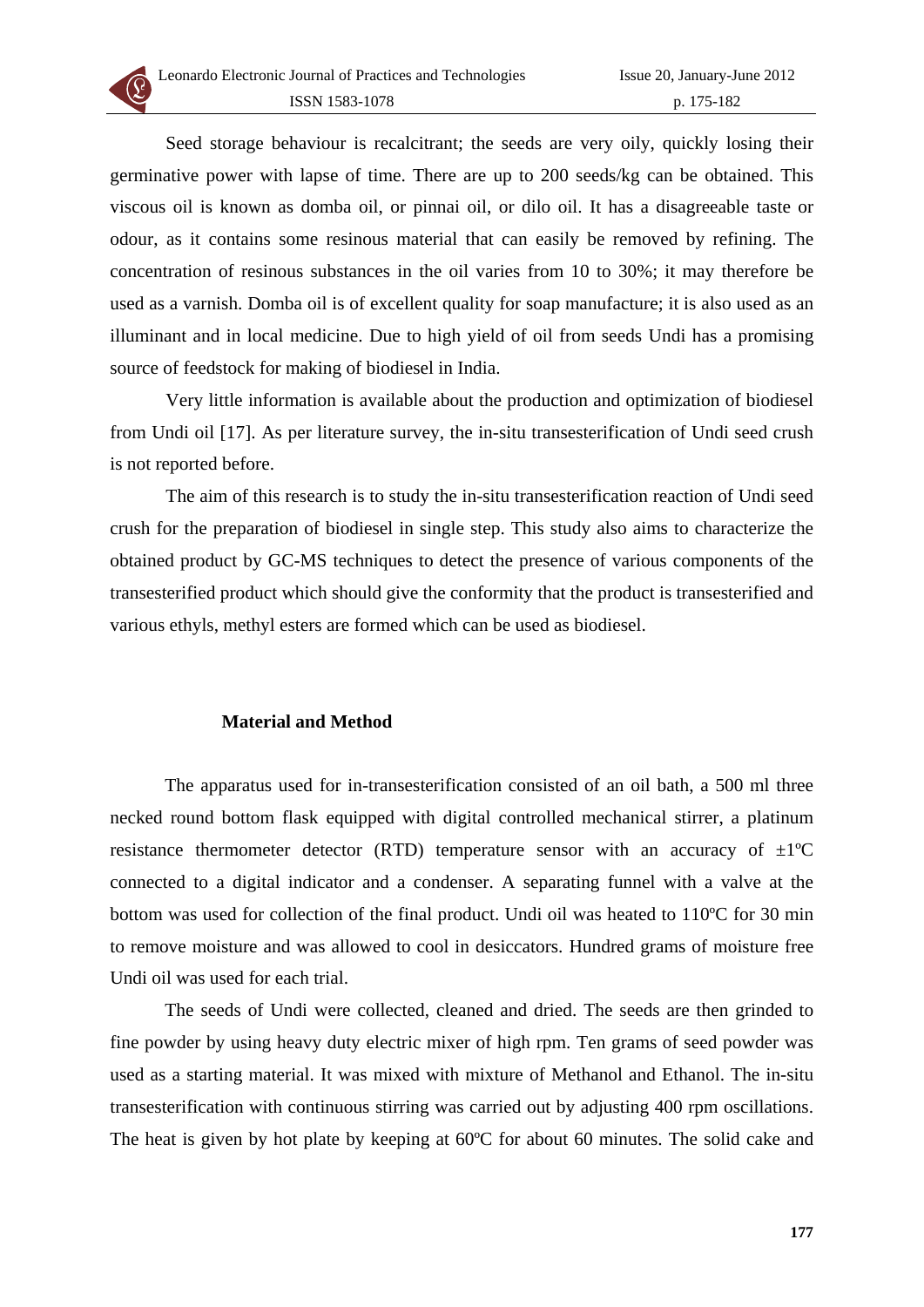Seed storage behaviour is recalcitrant; the seeds are very oily, quickly losing their germinative power with lapse of time. There are up to 200 seeds/kg can be obtained. This viscous oil is known as domba oil, or pinnai oil, or dilo oil. It has a disagreeable taste or odour, as it contains some resinous material that can easily be removed by refining. The concentration of resinous substances in the oil varies from 10 to 30%; it may therefore be used as a varnish. Domba oil is of excellent quality for soap manufacture; it is also used as an illuminant and in local medicine. Due to high yield of oil from seeds Undi has a promising source of feedstock for making of biodiesel in India.

Very little information is available about the production and optimization of biodiesel from Undi oil [17]. As per literature survey, the in-situ transesterification of Undi seed crush is not reported before.

The aim of this research is to study the in-situ transesterification reaction of Undi seed crush for the preparation of biodiesel in single step. This study also aims to characterize the obtained product by GC-MS techniques to detect the presence of various components of the transesterified product which should give the conformity that the product is transesterified and various ethyls, methyl esters are formed which can be used as biodiesel.

## Material and Method

The apparatus used for in-transesterification consisted of an oil bath, a 500 ml three necked round bottom flask equipped with digital controlled mechanical stirrer, a platinum resistance thermometer detector (RTD) temperature sensor with an accuracy of ±1ºC connected to a digital indicator and a condenser. A separating funnel with a valve at the bottom was used for collection of the final product. Undi oil was heated to 110ºC for 30 min to remove moisture and was allowed to cool in desiccators. Hundred grams of moisture free Undi oil was used for each trial.

The seeds of Undi were collected, cleaned and dried. The seeds are then grinded to fine powder by using heavy duty electric mixer of high rpm. Ten grams of seed powder was used as a starting material. It was mixed with mixture of Methanol and Ethanol. The in-situ transesterification with continuous stirring was carried out by adjusting 400 rpm oscillations. The heat is given by hot plate by keeping at 60ºC for about 60 minutes. The solid cake and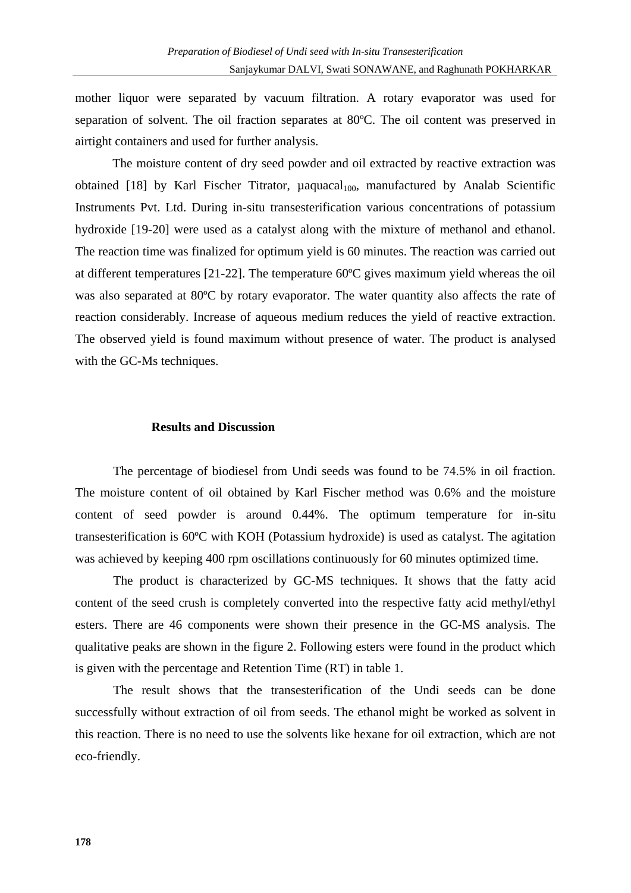mother liquor were separated by vacuum filtration. A rotary evaporator was used for separation of solvent. The oil fraction separates at 80ºC. The oil content was preserved in airtight containers and used for further analysis.

The moisture content of dry seed powder and oil extracted by reactive extraction was obtained [18] by Karl Fischer Titrator, µaquacal$_{100}$, manufactured by Analab Scientific Instruments Pvt. Ltd. During in-situ transesterification various concentrations of potassium hydroxide [19-20] were used as a catalyst along with the mixture of methanol and ethanol. The reaction time was finalized for optimum yield is 60 minutes. The reaction was carried out at different temperatures [21-22]. The temperature 60ºC gives maximum yield whereas the oil was also separated at 80ºC by rotary evaporator. The water quantity also affects the rate of reaction considerably. Increase of aqueous medium reduces the yield of reactive extraction. The observed yield is found maximum without presence of water. The product is analysed with the GC-Ms techniques.

## Results and Discussion

The percentage of biodiesel from Undi seeds was found to be 74.5% in oil fraction. The moisture content of oil obtained by Karl Fischer method was 0.6% and the moisture content of seed powder is around 0.44%. The optimum temperature for in-situ transesterification is 60ºC with KOH (Potassium hydroxide) is used as catalyst. The agitation was achieved by keeping 400 rpm oscillations continuously for 60 minutes optimized time.

The product is characterized by GC-MS techniques. It shows that the fatty acid content of the seed crush is completely converted into the respective fatty acid methyl/ethyl esters. There are 46 components were shown their presence in the GC-MS analysis. The qualitative peaks are shown in the figure 2. Following esters were found in the product which is given with the percentage and Retention Time (RT) in table 1.

The result shows that the transesterification of the Undi seeds can be done successfully without extraction of oil from seeds. The ethanol might be worked as solvent in this reaction. There is no need to use the solvents like hexane for oil extraction, which are not eco-friendly.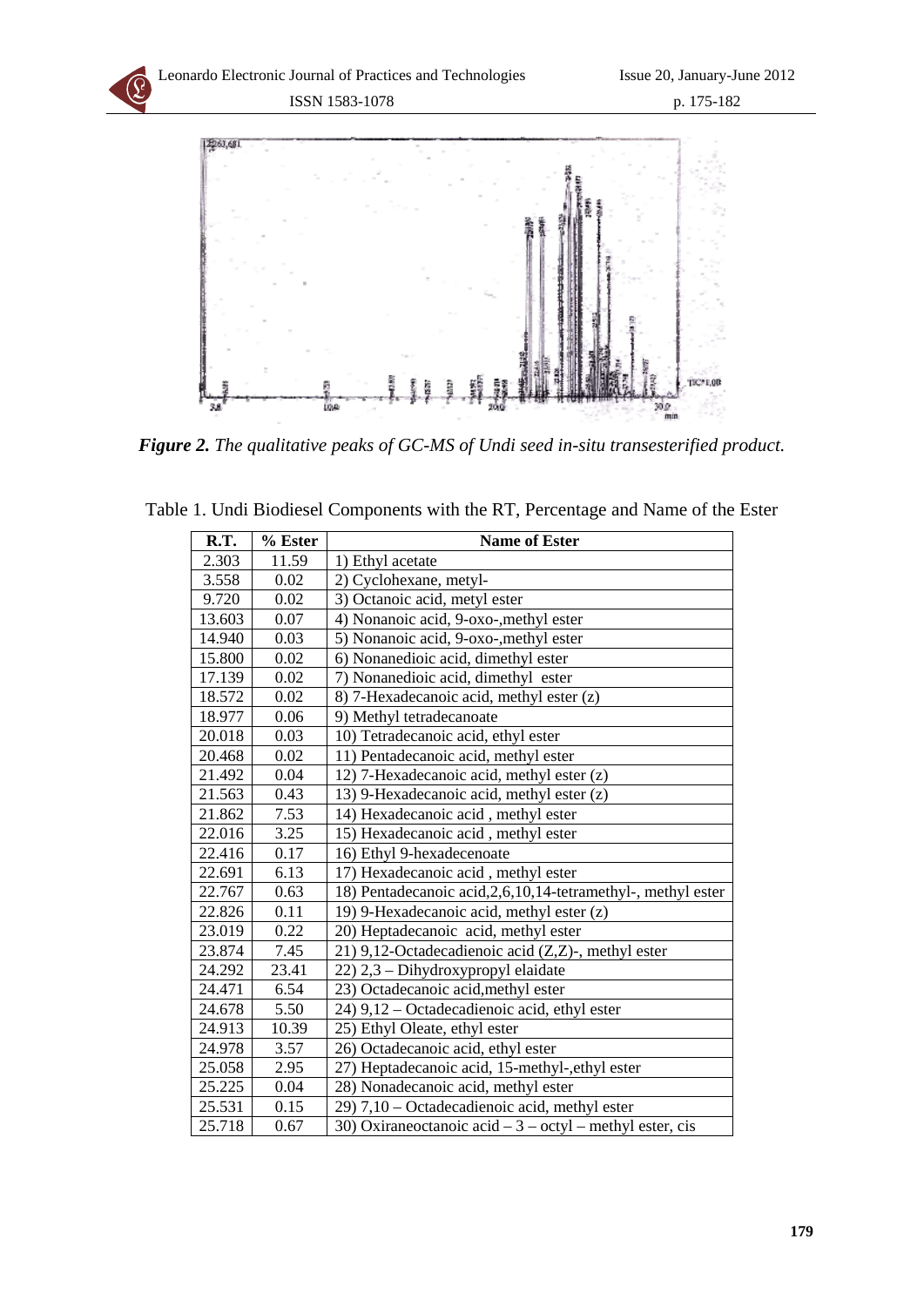2263,681

TIC*1.00

3.0

10.0

20.0

30.0

min

*Figure 2. The qualitative peaks of GC-MS of Undi seed in-situ transesterified product.*

Table 1. Undi Biodiesel Components with the RT, Percentage and Name of the Ester

| R.T. | % Ester | Name of Ester |
|---|---|---|
| 2.303 | 11.59 | 1) Ethyl acetate |
| 3.558 | 0.02 | 2) Cyclohexane, metyl- |
| 9.720 | 0.02 | 3) Octanoic acid, metyl ester |
| 13.603 | 0.07 | 4) Nonanoic acid, 9-oxo-,methyl ester |
| 14.940 | 0.03 | 5) Nonanoic acid, 9-oxo-,methyl ester |
| 15.800 | 0.02 | 6) Nonanedioic acid, dimethyl ester |
| 17.139 | 0.02 | 7) Nonanedioic acid, dimethyl ester |
| 18.572 | 0.02 | 8) 7-Hexadecanoic acid, methyl ester (z) |
| 18.977 | 0.06 | 9) Methyl tetradecanoate |
| 20.018 | 0.03 | 10) Tetradecanoic acid, ethyl ester |
| 20.468 | 0.02 | 11) Pentadecanoic acid, methyl ester |
| 21.492 | 0.04 | 12) 7-Hexadecanoic acid, methyl ester (z) |
| 21.563 | 0.43 | 13) 9-Hexadecanoic acid, methyl ester (z) |
| 21.862 | 7.53 | 14) Hexadecanoic acid , methyl ester |
| 22.016 | 3.25 | 15) Hexadecanoic acid , methyl ester |
| 22.416 | 0.17 | 16) Ethyl 9-hexadecenoate |
| 22.691 | 6.13 | 17) Hexadecanoic acid , methyl ester |
| 22.767 | 0.63 | 18) Pentadecanoic acid,2,6,10,14-tetramethyl-, methyl ester |
| 22.826 | 0.11 | 19) 9-Hexadecanoic acid, methyl ester (z) |
| 23.019 | 0.22 | 20) Heptadecanoic acid, methyl ester |
| 23.874 | 7.45 | 21) 9,12-Octadecadienoic acid (Z,Z)-, methyl ester |
| 24.292 | 23.41 | 22) 2,3 – Dihydroxypropyl elaidate |
| 24.471 | 6.54 | 23) Octadecanoic acid,methyl ester |
| 24.678 | 5.50 | 24) 9,12 – Octadecadienoic acid, ethyl ester |
| 24.913 | 10.39 | 25) Ethyl Oleate, ethyl ester |
| 24.978 | 3.57 | 26) Octadecanoic acid, ethyl ester |
| 25.058 | 2.95 | 27) Heptadecanoic acid, 15-methyl-,ethyl ester |
| 25.225 | 0.04 | 28) Nonadecanoic acid, methyl ester |
| 25.531 | 0.15 | 29) 7,10 – Octadecadienoic acid, methyl ester |
| 25.718 | 0.67 | 30) Oxiraneoctanoic acid – 3 – octyl – methyl ester, cis |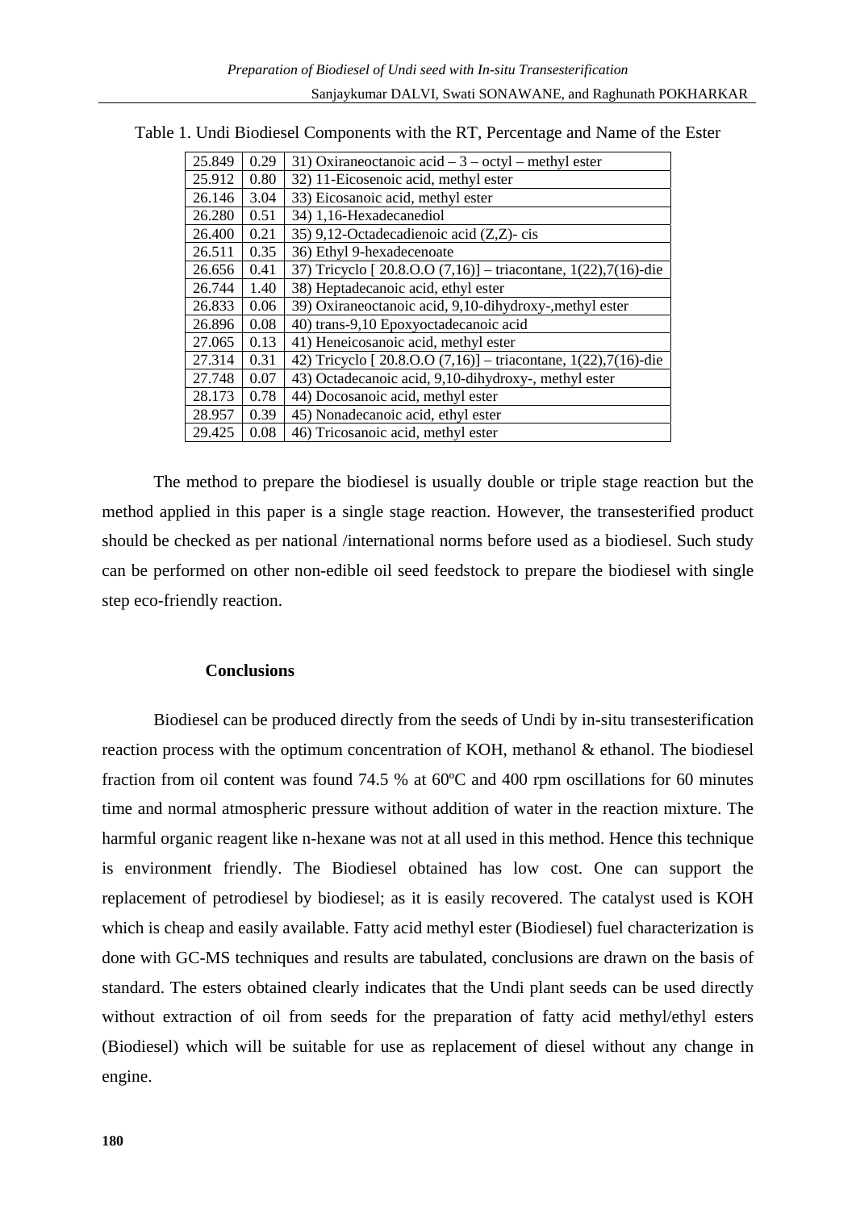Table 1. Undi Biodiesel Components with the RT, Percentage and Name of the Ester

| | | |
|---|---|---|
| 25.849 | 0.29 | 31) Oxiraneoctanoic acid – 3 – octyl – methyl ester |
| 25.912 | 0.80 | 32) 11-Eicosenoic acid, methyl ester |
| 26.146 | 3.04 | 33) Eicosanoic acid, methyl ester |
| 26.280 | 0.51 | 34) 1,16-Hexadecanediol |
| 26.400 | 0.21 | 35) 9,12-Octadecadienoic acid (Z,Z)- cis |
| 26.511 | 0.35 | 36) Ethyl 9-hexadecenoate |
| 26.656 | 0.41 | 37) Tricyclo [ 20.8.O.O (7,16)] – triacontane, 1(22),7(16)-die |
| 26.744 | 1.40 | 38) Heptadecanoic acid, ethyl ester |
| 26.833 | 0.06 | 39) Oxiraneoctanoic acid, 9,10-dihydroxy-,methyl ester |
| 26.896 | 0.08 | 40) trans-9,10 Epoxyoctadecanoic acid |
| 27.065 | 0.13 | 41) Heneicosanoic acid, methyl ester |
| 27.314 | 0.31 | 42) Tricyclo [ 20.8.O.O (7,16)] – triacontane, 1(22),7(16)-die |
| 27.748 | 0.07 | 43) Octadecanoic acid, 9,10-dihydroxy-, methyl ester |
| 28.173 | 0.78 | 44) Docosanoic acid, methyl ester |
| 28.957 | 0.39 | 45) Nonadecanoic acid, ethyl ester |
| 29.425 | 0.08 | 46) Tricosanoic acid, methyl ester |

The method to prepare the biodiesel is usually double or triple stage reaction but the method applied in this paper is a single stage reaction. However, the transesterified product should be checked as per national /international norms before used as a biodiesel. Such study can be performed on other non-edible oil seed feedstock to prepare the biodiesel with single step eco-friendly reaction.

## Conclusions

Biodiesel can be produced directly from the seeds of Undi by in-situ transesterification reaction process with the optimum concentration of KOH, methanol & ethanol. The biodiesel fraction from oil content was found 74.5 % at 60ºC and 400 rpm oscillations for 60 minutes time and normal atmospheric pressure without addition of water in the reaction mixture. The harmful organic reagent like n-hexane was not at all used in this method. Hence this technique is environment friendly. The Biodiesel obtained has low cost. One can support the replacement of petrodiesel by biodiesel; as it is easily recovered. The catalyst used is KOH which is cheap and easily available. Fatty acid methyl ester (Biodiesel) fuel characterization is done with GC-MS techniques and results are tabulated, conclusions are drawn on the basis of standard. The esters obtained clearly indicates that the Undi plant seeds can be used directly without extraction of oil from seeds for the preparation of fatty acid methyl/ethyl esters (Biodiesel) which will be suitable for use as replacement of diesel without any change in engine.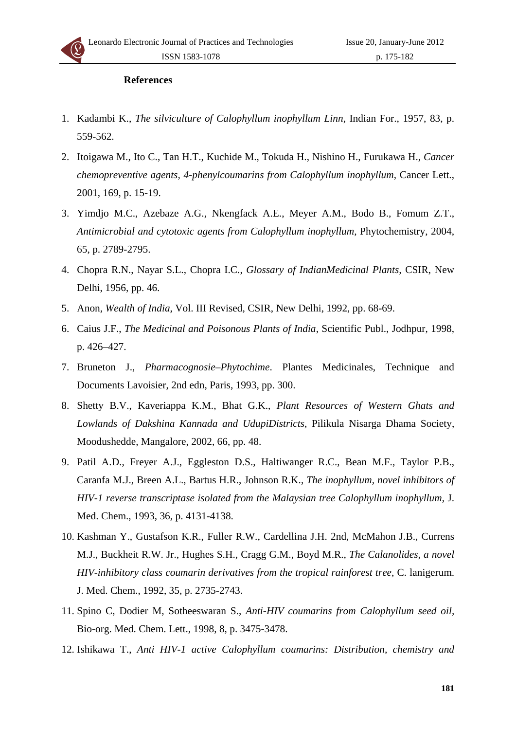## References

1. Kadambi K., *The silviculture of Calophyllum inophyllum Linn*, Indian For., 1957, 83, p. 559-562.
2. Itoigawa M., Ito C., Tan H.T., Kuchide M., Tokuda H., Nishino H., Furukawa H., *Cancer chemopreventive agents, 4-phenylcoumarins from Calophyllum inophyllum*, Cancer Lett., 2001, 169, p. 15-19.
3. Yimdjo M.C., Azebaze A.G., Nkengfack A.E., Meyer A.M., Bodo B., Fomum Z.T., *Antimicrobial and cytotoxic agents from Calophyllum inophyllum*, Phytochemistry, 2004, 65, p. 2789-2795.
4. Chopra R.N., Nayar S.L., Chopra I.C., *Glossary of IndianMedicinal Plants*, CSIR, New Delhi, 1956, pp. 46.
5. Anon, *Wealth of India*, Vol. III Revised, CSIR, New Delhi, 1992, pp. 68-69.
6. Caius J.F., *The Medicinal and Poisonous Plants of India*, Scientific Publ., Jodhpur, 1998, p. 426–427.
7. Bruneton J., *Pharmacognosie–Phytochime*. Plantes Medicinales, Technique and Documents Lavoisier, 2nd edn, Paris, 1993, pp. 300.
8. Shetty B.V., Kaveriappa K.M., Bhat G.K., *Plant Resources of Western Ghats and Lowlands of Dakshina Kannada and UdupiDistricts*, Pilikula Nisarga Dhama Society, Moodushedde, Mangalore, 2002, 66, pp. 48.
9. Patil A.D., Freyer A.J., Eggleston D.S., Haltiwanger R.C., Bean M.F., Taylor P.B., Caranfa M.J., Breen A.L., Bartus H.R., Johnson R.K., *The inophyllum, novel inhibitors of HIV-1 reverse transcriptase isolated from the Malaysian tree Calophyllum inophyllum*, J. Med. Chem., 1993, 36, p. 4131-4138.
10. Kashman Y., Gustafson K.R., Fuller R.W., Cardellina J.H. 2nd, McMahon J.B., Currens M.J., Buckheit R.W. Jr., Hughes S.H., Cragg G.M., Boyd M.R., *The Calanolides, a novel HIV-inhibitory class coumarin derivatives from the tropical rainforest tree*, C. lanigerum. J. Med. Chem., 1992, 35, p. 2735-2743.
11. Spino C, Dodier M, Sotheeswaran S., *Anti-HIV coumarins from Calophyllum seed oil*, Bio-org. Med. Chem. Lett., 1998, 8, p. 3475-3478.
12. Ishikawa T., *Anti HIV-1 active Calophyllum coumarins: Distribution, chemistry and*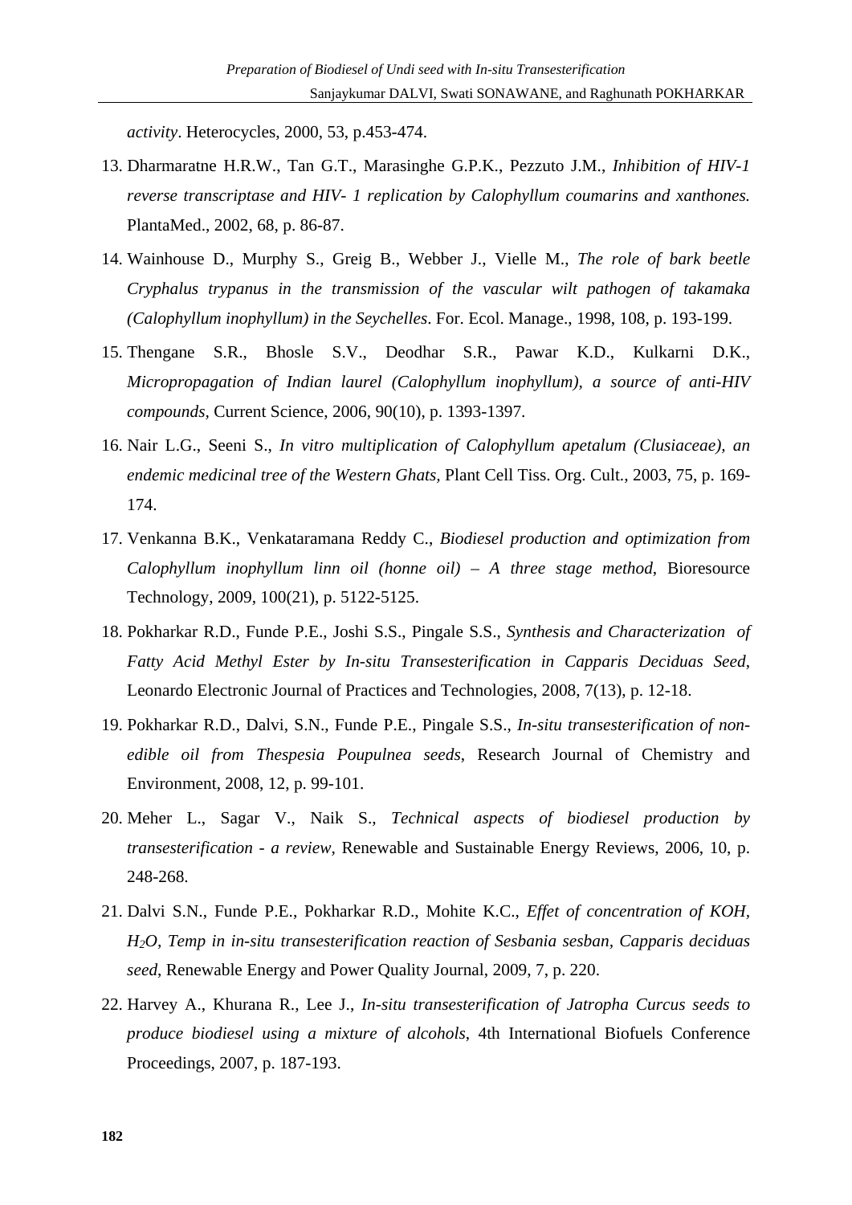*activity*. Heterocycles, 2000, 53, p.453-474.

13. Dharmaratne H.R.W., Tan G.T., Marasinghe G.P.K., Pezzuto J.M., *Inhibition of HIV-1 reverse transcriptase and HIV- 1 replication by Calophyllum coumarins and xanthones.* PlantaMed., 2002, 68, p. 86-87.
14. Wainhouse D., Murphy S., Greig B., Webber J., Vielle M., *The role of bark beetle Cryphalus trypanus in the transmission of the vascular wilt pathogen of takamaka (Calophyllum inophyllum) in the Seychelles*. For. Ecol. Manage., 1998, 108, p. 193-199.
15. Thengane S.R., Bhosle S.V., Deodhar S.R., Pawar K.D., Kulkarni D.K., *Micropropagation of Indian laurel (Calophyllum inophyllum), a source of anti-HIV compounds,* Current Science, 2006, 90(10), p. 1393-1397.
16. Nair L.G., Seeni S., *In vitro multiplication of Calophyllum apetalum (Clusiaceae), an endemic medicinal tree of the Western Ghats*, Plant Cell Tiss. Org. Cult., 2003, 75, p. 169-174.
17. Venkanna B.K., Venkataramana Reddy C., *Biodiesel production and optimization from Calophyllum inophyllum linn oil (honne oil) – A three stage method*, Bioresource Technology, 2009, 100(21), p. 5122-5125.
18. Pokharkar R.D., Funde P.E., Joshi S.S., Pingale S.S., *Synthesis and Characterization of Fatty Acid Methyl Ester by In-situ Transesterification in Capparis Deciduas Seed*, Leonardo Electronic Journal of Practices and Technologies, 2008, 7(13), p. 12-18.
19. Pokharkar R.D., Dalvi, S.N., Funde P.E., Pingale S.S., *In-situ transesterification of non-edible oil from Thespesia Poupulnea seeds*, Research Journal of Chemistry and Environment, 2008, 12, p. 99-101.
20. Meher L., Sagar V., Naik S., *Technical aspects of biodiesel production by transesterification - a review,* Renewable and Sustainable Energy Reviews, 2006, 10, p. 248-268.
21. Dalvi S.N., Funde P.E., Pokharkar R.D., Mohite K.C., *Effet of concentration of KOH, $H_2O$, Temp in in-situ transesterification reaction of Sesbania sesban, Capparis deciduas seed*, Renewable Energy and Power Quality Journal, 2009, 7, p. 220.
22. Harvey A., Khurana R., Lee J., *In-situ transesterification of Jatropha Curcus seeds to produce biodiesel using a mixture of alcohols*, 4th International Biofuels Conference Proceedings, 2007, p. 187-193.